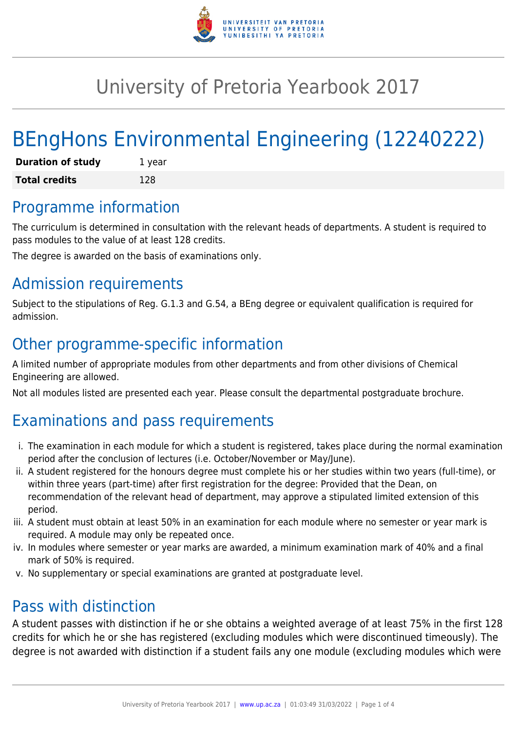# University of Pretoria Yearbook 2017

# BEngHons Environmental Engineering (12240222)

| | |
|---|---|
| **Duration of study** | 1 year |
| **Total credits** | 128 |

## Programme information

The curriculum is determined in consultation with the relevant heads of departments. A student is required to pass modules to the value of at least 128 credits.

The degree is awarded on the basis of examinations only.

## Admission requirements

Subject to the stipulations of Reg. G.1.3 and G.54, a BEng degree or equivalent qualification is required for admission.

## Other programme-specific information

A limited number of appropriate modules from other departments and from other divisions of Chemical Engineering are allowed.

Not all modules listed are presented each year. Please consult the departmental postgraduate brochure.

## Examinations and pass requirements

i. The examination in each module for which a student is registered, takes place during the normal examination period after the conclusion of lectures (i.e. October/November or May/June).
ii. A student registered for the honours degree must complete his or her studies within two years (full-time), or within three years (part-time) after first registration for the degree: Provided that the Dean, on recommendation of the relevant head of department, may approve a stipulated limited extension of this period.
iii. A student must obtain at least 50% in an examination for each module where no semester or year mark is required. A module may only be repeated once.
iv. In modules where semester or year marks are awarded, a minimum examination mark of 40% and a final mark of 50% is required.
v. No supplementary or special examinations are granted at postgraduate level.

## Pass with distinction

A student passes with distinction if he or she obtains a weighted average of at least 75% in the first 128 credits for which he or she has registered (excluding modules which were discontinued timeously). The degree is not awarded with distinction if a student fails any one module (excluding modules which were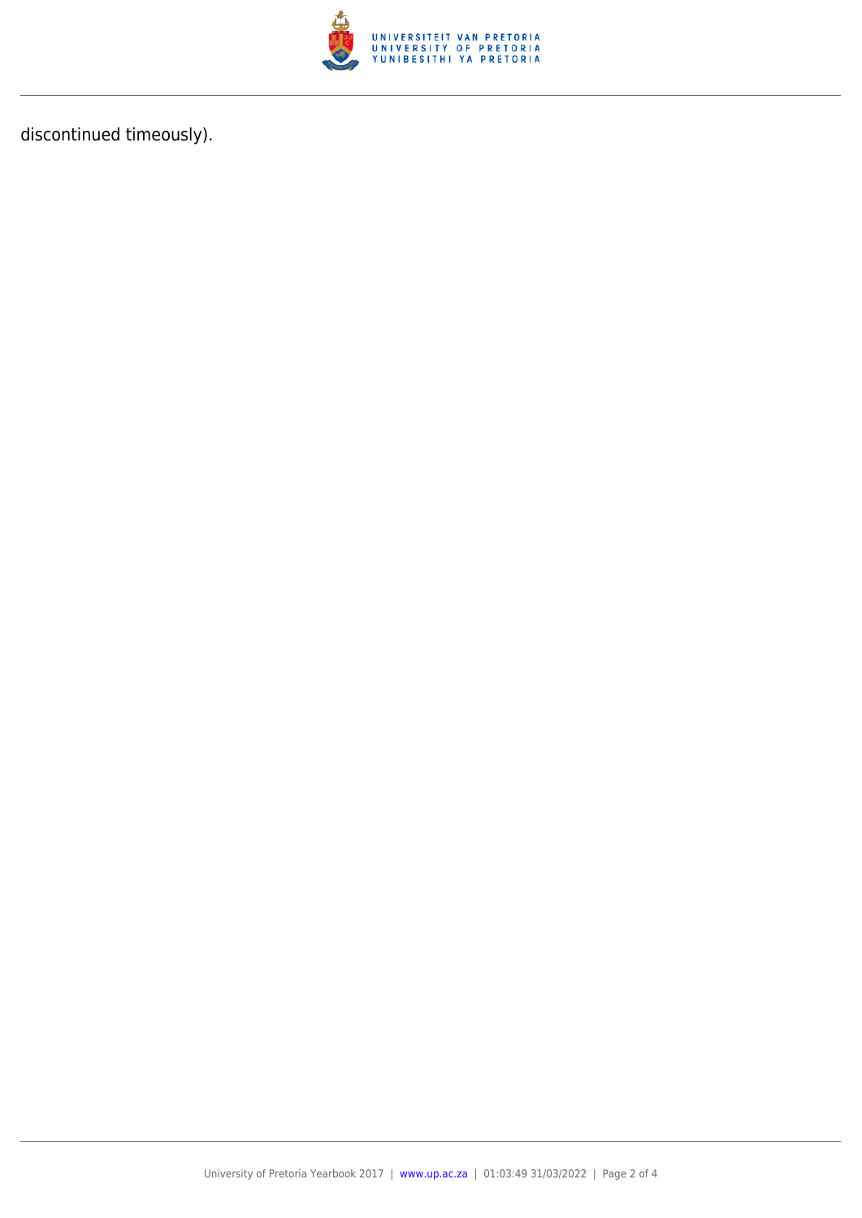discontinued timeously).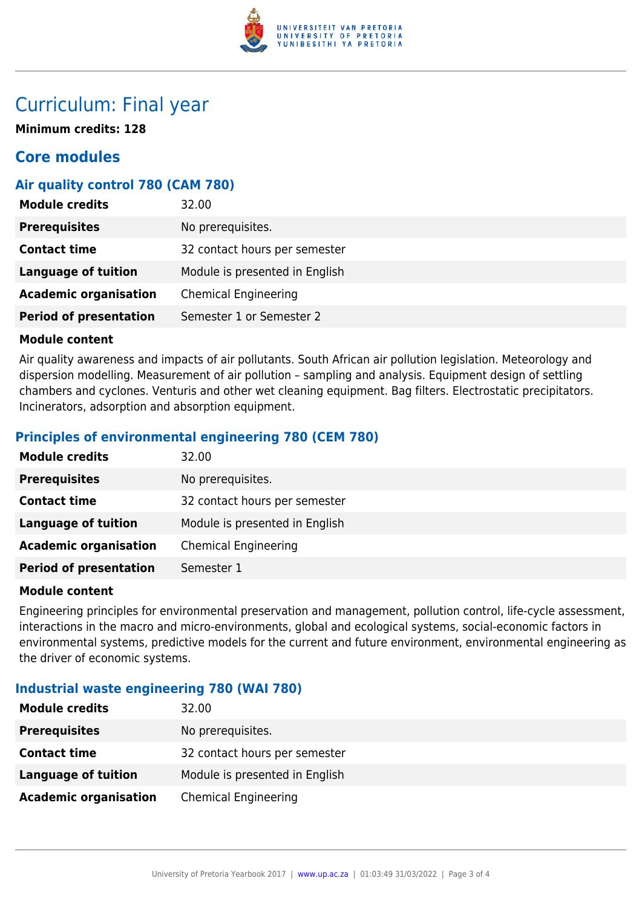# Curriculum: Final year

**Minimum credits: 128**

## Core modules

### Air quality control 780 (CAM 780)

| | |
|---|---|
| **Module credits** | 32.00 |
| **Prerequisites** | No prerequisites. |
| **Contact time** | 32 contact hours per semester |
| **Language of tuition** | Module is presented in English |
| **Academic organisation** | Chemical Engineering |
| **Period of presentation** | Semester 1 or Semester 2 |

**Module content**

Air quality awareness and impacts of air pollutants. South African air pollution legislation. Meteorology and dispersion modelling. Measurement of air pollution – sampling and analysis. Equipment design of settling chambers and cyclones. Venturis and other wet cleaning equipment. Bag filters. Electrostatic precipitators. Incinerators, adsorption and absorption equipment.

### Principles of environmental engineering 780 (CEM 780)

| | |
|---|---|
| **Module credits** | 32.00 |
| **Prerequisites** | No prerequisites. |
| **Contact time** | 32 contact hours per semester |
| **Language of tuition** | Module is presented in English |
| **Academic organisation** | Chemical Engineering |
| **Period of presentation** | Semester 1 |

**Module content**

Engineering principles for environmental preservation and management, pollution control, life-cycle assessment, interactions in the macro and micro-environments, global and ecological systems, social-economic factors in environmental systems, predictive models for the current and future environment, environmental engineering as the driver of economic systems.

### Industrial waste engineering 780 (WAI 780)

| | |
|---|---|
| **Module credits** | 32.00 |
| **Prerequisites** | No prerequisites. |
| **Contact time** | 32 contact hours per semester |
| **Language of tuition** | Module is presented in English |
| **Academic organisation** | Chemical Engineering |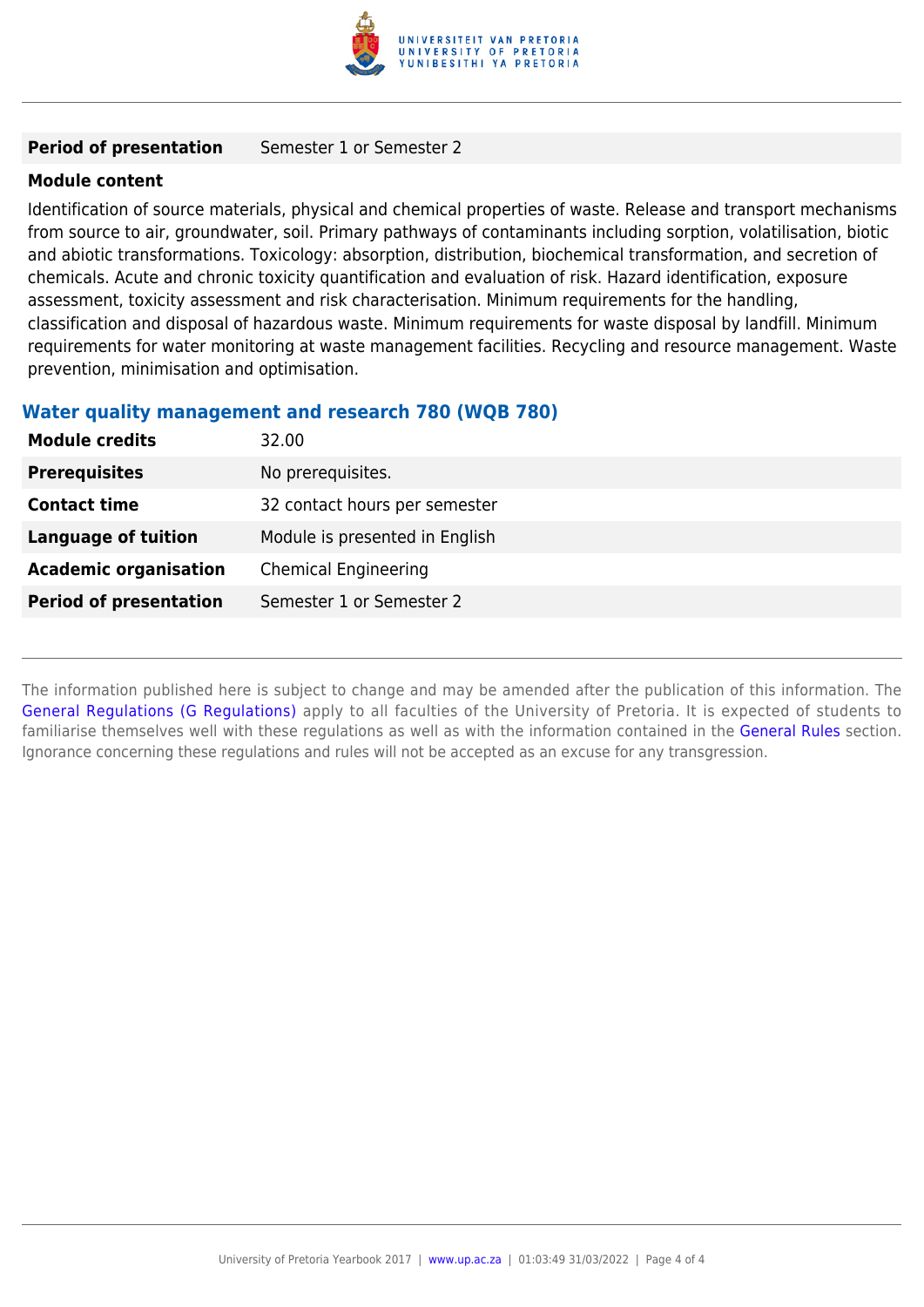| | |
|---|---|
| **Period of presentation** | Semester 1 or Semester 2 |

**Module content**

Identification of source materials, physical and chemical properties of waste. Release and transport mechanisms from source to air, groundwater, soil. Primary pathways of contaminants including sorption, volatilisation, biotic and abiotic transformations. Toxicology: absorption, distribution, biochemical transformation, and secretion of chemicals. Acute and chronic toxicity quantification and evaluation of risk. Hazard identification, exposure assessment, toxicity assessment and risk characterisation. Minimum requirements for the handling, classification and disposal of hazardous waste. Minimum requirements for waste disposal by landfill. Minimum requirements for water monitoring at waste management facilities. Recycling and resource management. Waste prevention, minimisation and optimisation.

### Water quality management and research 780 (WQB 780)

| | |
|---|---|
| **Module credits** | 32.00 |
| **Prerequisites** | No prerequisites. |
| **Contact time** | 32 contact hours per semester |
| **Language of tuition** | Module is presented in English |
| **Academic organisation** | Chemical Engineering |
| **Period of presentation** | Semester 1 or Semester 2 |

The information published here is subject to change and may be amended after the publication of this information. The General Regulations (G Regulations) apply to all faculties of the University of Pretoria. It is expected of students to familiarise themselves well with these regulations as well as with the information contained in the General Rules section. Ignorance concerning these regulations and rules will not be accepted as an excuse for any transgression.